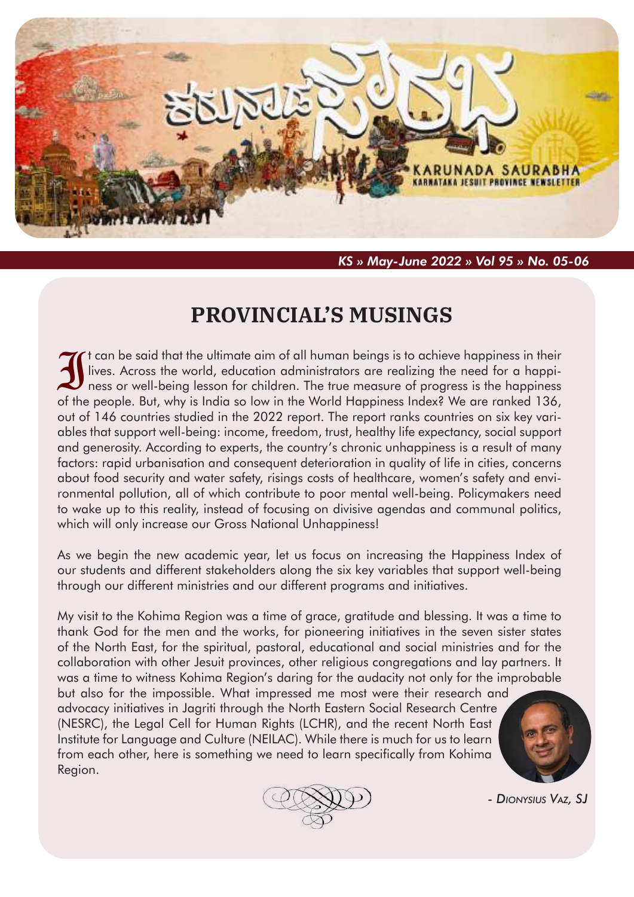KARUNADA SAURABHA
KARNATAKA JESUIT PROVINCE NEWSLETTER

*KS » May-June 2022 » Vol 95 » No. 05-06*

# PROVINCIAL'S MUSINGS

It can be said that the ultimate aim of all human beings is to achieve happiness in their lives. Across the world, education administrators are realizing the need for a happiness or well-being lesson for children. The true measure of progress is the happiness of the people. But, why is India so low in the World Happiness Index? We are ranked 136, out of 146 countries studied in the 2022 report. The report ranks countries on six key variables that support well-being: income, freedom, trust, healthy life expectancy, social support and generosity. According to experts, the country's chronic unhappiness is a result of many factors: rapid urbanisation and consequent deterioration in quality of life in cities, concerns about food security and water safety, risings costs of healthcare, women's safety and environmental pollution, all of which contribute to poor mental well-being. Policymakers need to wake up to this reality, instead of focusing on divisive agendas and communal politics, which will only increase our Gross National Unhappiness!

As we begin the new academic year, let us focus on increasing the Happiness Index of our students and different stakeholders along the six key variables that support well-being through our different ministries and our different programs and initiatives.

My visit to the Kohima Region was a time of grace, gratitude and blessing. It was a time to thank God for the men and the works, for pioneering initiatives in the seven sister states of the North East, for the spiritual, pastoral, educational and social ministries and for the collaboration with other Jesuit provinces, other religious congregations and lay partners. It was a time to witness Kohima Region's daring for the audacity not only for the improbable but also for the impossible. What impressed me most were their research and advocacy initiatives in Jagriti through the North Eastern Social Research Centre (NESRC), the Legal Cell for Human Rights (LCHR), and the recent North East Institute for Language and Culture (NEILAC). While there is much for us to learn from each other, here is something we need to learn specifically from Kohima Region.

*- Dionysius Vaz, SJ*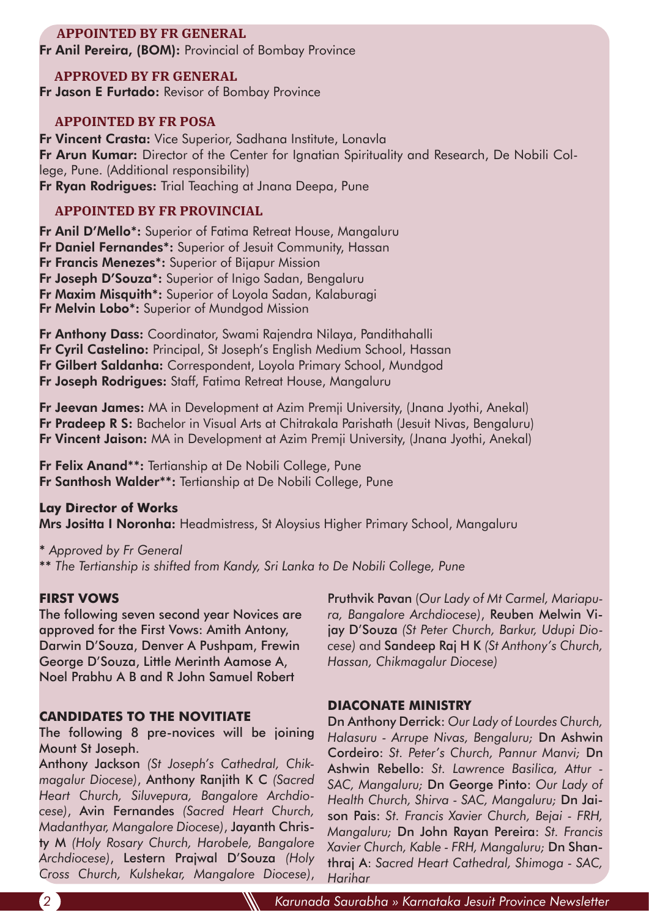### APPOINTED BY FR GENERAL

**Fr Anil Pereira, (BOM):** Provincial of Bombay Province

### APPROVED BY FR GENERAL

**Fr Jason E Furtado:** Revisor of Bombay Province

### APPOINTED BY FR POSA

**Fr Vincent Crasta:** Vice Superior, Sadhana Institute, Lonavla
**Fr Arun Kumar:** Director of the Center for Ignatian Spirituality and Research, De Nobili College, Pune. (Additional responsibility)
**Fr Ryan Rodrigues:** Trial Teaching at Jnana Deepa, Pune

### APPOINTED BY FR PROVINCIAL

**Fr Anil D'Mello*:** Superior of Fatima Retreat House, Mangaluru
**Fr Daniel Fernandes*:** Superior of Jesuit Community, Hassan
**Fr Francis Menezes*:** Superior of Bijapur Mission
**Fr Joseph D'Souza*:** Superior of Inigo Sadan, Bengaluru
**Fr Maxim Misquith*:** Superior of Loyola Sadan, Kalaburagi
**Fr Melvin Lobo*:** Superior of Mundgod Mission

**Fr Anthony Dass:** Coordinator, Swami Rajendra Nilaya, Pandithahalli
**Fr Cyril Castelino:** Principal, St Joseph's English Medium School, Hassan
**Fr Gilbert Saldanha:** Correspondent, Loyola Primary School, Mundgod
**Fr Joseph Rodrigues:** Staff, Fatima Retreat House, Mangaluru

**Fr Jeevan James:** MA in Development at Azim Premji University, (Jnana Jyothi, Anekal)
**Fr Pradeep R S:** Bachelor in Visual Arts at Chitrakala Parishath (Jesuit Nivas, Bengaluru)
**Fr Vincent Jaison:** MA in Development at Azim Premji University, (Jnana Jyothi, Anekal)

**Fr Felix Anand**:** Tertianship at De Nobili College, Pune
**Fr Santhosh Walder**:** Tertianship at De Nobili College, Pune

**Lay Director of Works**
**Mrs Jositta I Noronha:** Headmistress, St Aloysius Higher Primary School, Mangaluru

*\* Approved by Fr General*
*\*\* The Tertianship is shifted from Kandy, Sri Lanka to De Nobili College, Pune*

### FIRST VOWS

The following seven second year Novices are approved for the First Vows: Amith Antony, Darwin D'Souza, Denver A Pushpam, Frewin George D'Souza, Little Merinth Aamose A, Noel Prabhu A B and R John Samuel Robert

### CANDIDATES TO THE NOVITIATE

The following 8 pre-novices will be joining Mount St Joseph.
**Anthony Jackson** *(St Joseph's Cathedral, Chikmagalur Diocese)*, **Anthony Ranjith K C** *(Sacred Heart Church, Siluvepura, Bangalore Archdiocese)*, **Avin Fernandes** *(Sacred Heart Church, Madanthyar, Mangalore Diocese)*, **Jayanth Christy M** *(Holy Rosary Church, Harobele, Bangalore Archdiocese)*, **Lestern Prajwal D'Souza** *(Holy Cross Church, Kulshekar, Mangalore Diocese)*, **Pruthvik Pavan** *(Our Lady of Mt Carmel, Mariapura, Bangalore Archdiocese)*, **Reuben Melwin Vijay D'Souza** *(St Peter Church, Barkur, Udupi Diocese)* and **Sandeep Raj H K** *(St Anthony's Church, Hassan, Chikmagalur Diocese)*

### DIACONATE MINISTRY

**Dn Anthony Derrick**: *Our Lady of Lourdes Church, Halasuru - Arrupe Nivas, Bengaluru;* **Dn Ashwin Cordeiro**: *St. Peter's Church, Pannur Manvi;* **Dn Ashwin Rebello**: *St. Lawrence Basilica, Attur - SAC, Mangaluru;* **Dn George Pinto**: *Our Lady of Health Church, Shirva - SAC, Mangaluru;* **Dn Jaison Pais**: *St. Francis Xavier Church, Bejai - FRH, Mangaluru;* **Dn John Rayan Pereira**: *St. Francis Xavier Church, Kable - FRH, Mangaluru;* **Dn Shanthraj A**: *Sacred Heart Cathedral, Shimoga - SAC, Harihar*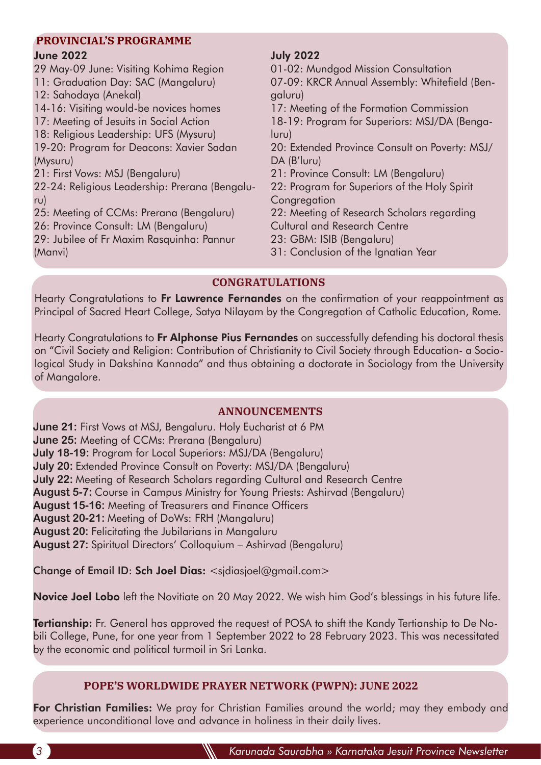## PROVINCIAL'S PROGRAMME

**June 2022**

29 May-09 June: Visiting Kohima Region
11: Graduation Day: SAC (Mangaluru)
12: Sahodaya (Anekal)
14-16: Visiting would-be novices homes
17: Meeting of Jesuits in Social Action
18: Religious Leadership: UFS (Mysuru)
19-20: Program for Deacons: Xavier Sadan (Mysuru)
21: First Vows: MSJ (Bengaluru)
22-24: Religious Leadership: Prerana (Bengaluru)
25: Meeting of CCMs: Prerana (Bengaluru)
26: Province Consult: LM (Bengaluru)
29: Jubilee of Fr Maxim Rasquinha: Pannur (Manvi)

**July 2022**

01-02: Mundgod Mission Consultation
07-09: KRCR Annual Assembly: Whitefield (Bengaluru)
17: Meeting of the Formation Commission
18-19: Program for Superiors: MSJ/DA (Bengaluru)
20: Extended Province Consult on Poverty: MSJ/DA (B'luru)
21: Province Consult: LM (Bengaluru)
22: Program for Superiors of the Holy Spirit Congregation
22: Meeting of Research Scholars regarding Cultural and Research Centre
23: GBM: ISIB (Bengaluru)
31: Conclusion of the Ignatian Year

## CONGRATULATIONS

Hearty Congratulations to **Fr Lawrence Fernandes** on the confirmation of your reappointment as Principal of Sacred Heart College, Satya Nilayam by the Congregation of Catholic Education, Rome.

Hearty Congratulations to **Fr Alphonse Pius Fernandes** on successfully defending his doctoral thesis on "Civil Society and Religion: Contribution of Christianity to Civil Society through Education- a Sociological Study in Dakshina Kannada" and thus obtaining a doctorate in Sociology from the University of Mangalore.

## ANNOUNCEMENTS

**June 21:** First Vows at MSJ, Bengaluru. Holy Eucharist at 6 PM
**June 25:** Meeting of CCMs: Prerana (Bengaluru)
**July 18-19:** Program for Local Superiors: MSJ/DA (Bengaluru)
**July 20:** Extended Province Consult on Poverty: MSJ/DA (Bengaluru)
**July 22:** Meeting of Research Scholars regarding Cultural and Research Centre
**August 5-7:** Course in Campus Ministry for Young Priests: Ashirvad (Bengaluru)
**August 15-16:** Meeting of Treasurers and Finance Officers
**August 20-21:** Meeting of DoWs: FRH (Mangaluru)
**August 20:** Felicitating the Jubilarians in Mangaluru
**August 27:** Spiritual Directors' Colloquium – Ashirvad (Bengaluru)

Change of Email ID: **Sch Joel Dias:** <sjdiasjoel@gmail.com>

**Novice Joel Lobo** left the Novitiate on 20 May 2022. We wish him God's blessings in his future life.

**Tertianship:** Fr. General has approved the request of POSA to shift the Kandy Tertianship to De Nobili College, Pune, for one year from 1 September 2022 to 28 February 2023. This was necessitated by the economic and political turmoil in Sri Lanka.

## POPE'S WORLDWIDE PRAYER NETWORK (PWPN): JUNE 2022

**For Christian Families:** We pray for Christian Families around the world; may they embody and experience unconditional love and advance in holiness in their daily lives.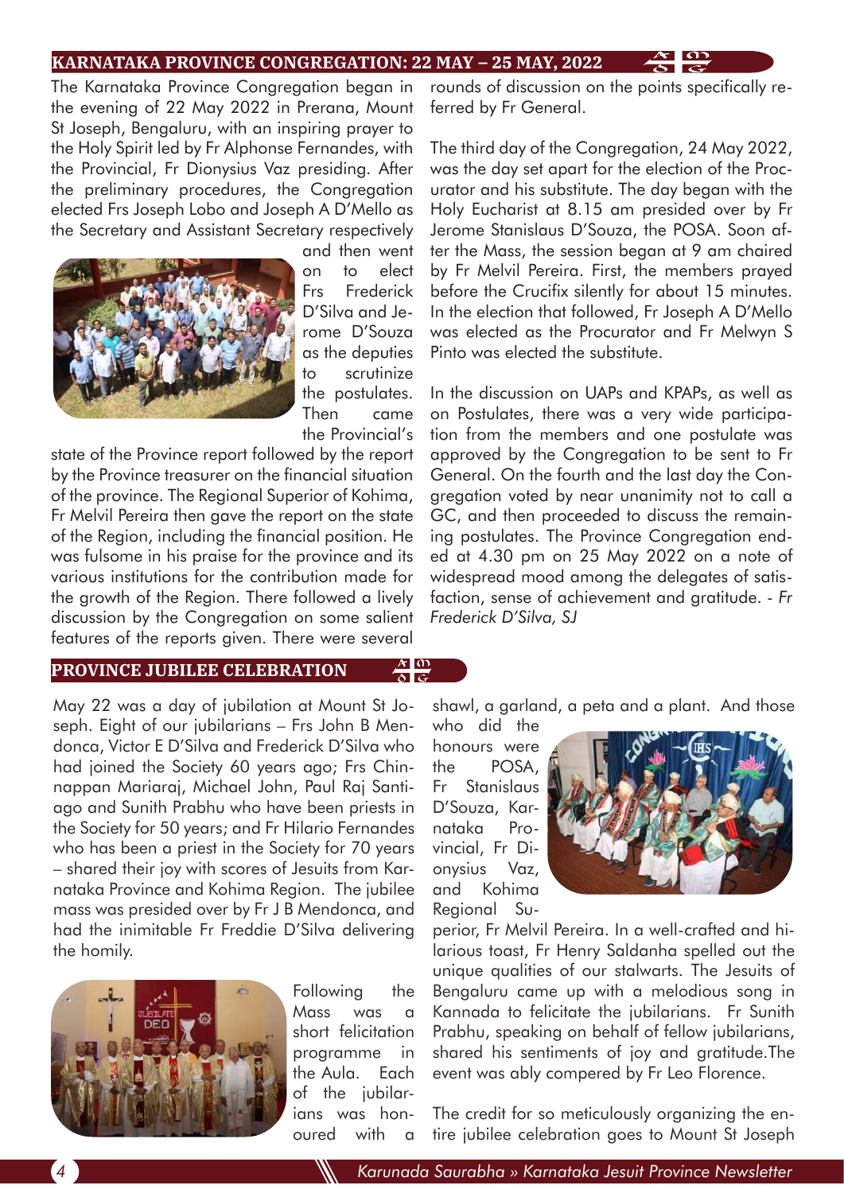## KARNATAKA PROVINCE CONGREGATION: 22 MAY – 25 MAY, 2022

The Karnataka Province Congregation began in the evening of 22 May 2022 in Prerana, Mount St Joseph, Bengaluru, with an inspiring prayer to the Holy Spirit led by Fr Alphonse Fernandes, with the Provincial, Fr Dionysius Vaz presiding. After the preliminary procedures, the Congregation elected Frs Joseph Lobo and Joseph A D'Mello as the Secretary and Assistant Secretary respectively and then went on to elect Frs Frederick D'Silva and Jerome D'Souza as the deputies to scrutinize the postulates. Then came the Provincial's state of the Province report followed by the report by the Province treasurer on the financial situation of the province. The Regional Superior of Kohima, Fr Melvil Pereira then gave the report on the state of the Region, including the financial position. He was fulsome in his praise for the province and its various institutions for the contribution made for the growth of the Region. There followed a lively discussion by the Congregation on some salient features of the reports given. There were several rounds of discussion on the points specifically referred by Fr General.

The third day of the Congregation, 24 May 2022, was the day set apart for the election of the Procurator and his substitute. The day began with the Holy Eucharist at 8.15 am presided over by Fr Jerome Stanislaus D'Souza, the POSA. Soon after the Mass, the session began at 9 am chaired by Fr Melvil Pereira. First, the members prayed before the Crucifix silently for about 15 minutes. In the election that followed, Fr Joseph A D'Mello was elected as the Procurator and Fr Melwyn S Pinto was elected the substitute.

In the discussion on UAPs and KPAPs, as well as on Postulates, there was a very wide participation from the members and one postulate was approved by the Congregation to be sent to Fr General. On the fourth and the last day the Congregation voted by near unanimity not to call a GC, and then proceeded to discuss the remaining postulates. The Province Congregation ended at 4.30 pm on 25 May 2022 on a note of widespread mood among the delegates of satisfaction, sense of achievement and gratitude. - *Fr Frederick D'Silva, SJ*

## PROVINCE JUBILEE CELEBRATION

May 22 was a day of jubilation at Mount St Joseph. Eight of our jubilarians – Frs John B Mendonca, Victor E D'Silva and Frederick D'Silva who had joined the Society 60 years ago; Frs Chinnappan Mariaraj, Michael John, Paul Raj Santiago and Sunith Prabhu who have been priests in the Society for 50 years; and Fr Hilario Fernandes who has been a priest in the Society for 70 years – shared their joy with scores of Jesuits from Karnataka Province and Kohima Region. The jubilee mass was presided over by Fr J B Mendonca, and had the inimitable Fr Freddie D'Silva delivering the homily.

Following the Mass was a short felicitation programme in the Aula. Each of the jubilarians was honoured with a shawl, a garland, a peta and a plant. And those who did the honours were the POSA, Fr Stanislaus D'Souza, Karnataka Provincial, Fr Dionysius Vaz, and Kohima Regional Superior, Fr Melvil Pereira. In a well-crafted and hilarious toast, Fr Henry Saldanha spelled out the unique qualities of our stalwarts. The Jesuits of Bengaluru came up with a melodious song in Kannada to felicitate the jubilarians. Fr Sunith Prabhu, speaking on behalf of fellow jubilarians, shared his sentiments of joy and gratitude.The event was ably compered by Fr Leo Florence.

The credit for so meticulously organizing the entire jubilee celebration goes to Mount St Joseph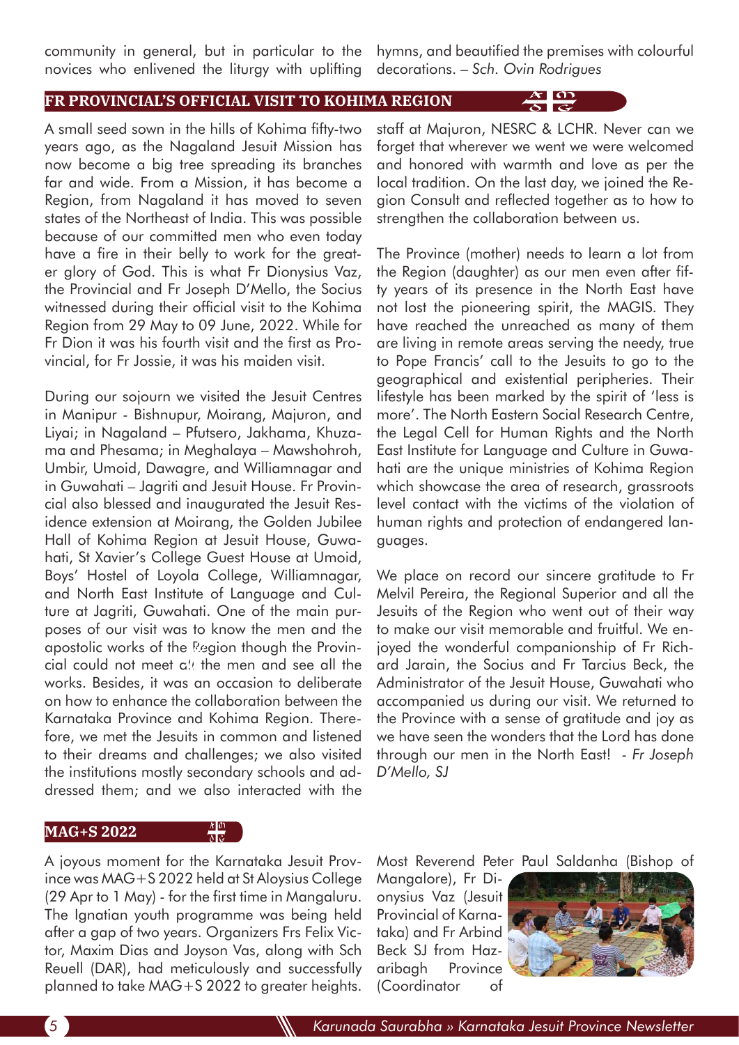community in general, but in particular to the novices who enlivened the liturgy with uplifting hymns, and beautified the premises with colourful decorations. – *Sch. Ovin Rodrigues*

## FR PROVINCIAL'S OFFICIAL VISIT TO KOHIMA REGION

A small seed sown in the hills of Kohima fifty-two years ago, as the Nagaland Jesuit Mission has now become a big tree spreading its branches far and wide. From a Mission, it has become a Region, from Nagaland it has moved to seven states of the Northeast of India. This was possible because of our committed men who even today have a fire in their belly to work for the greater glory of God. This is what Fr Dionysius Vaz, the Provincial and Fr Joseph D'Mello, the Socius witnessed during their official visit to the Kohima Region from 29 May to 09 June, 2022. While for Fr Dion it was his fourth visit and the first as Provincial, for Fr Jossie, it was his maiden visit.

During our sojourn we visited the Jesuit Centres in Manipur - Bishnupur, Moirang, Majuron, and Liyai; in Nagaland – Pfutsero, Jakhama, Khuzama and Phesama; in Meghalaya – Mawshohroh, Umbir, Umoid, Dawagre, and Williamnagar and in Guwahati – Jagriti and Jesuit House. Fr Provincial also blessed and inaugurated the Jesuit Residence extension at Moirang, the Golden Jubilee Hall of Kohima Region at Jesuit House, Guwahati, St Xavier's College Guest House at Umoid, Boys' Hostel of Loyola College, Williamnagar, and North East Institute of Language and Culture at Jagriti, Guwahati. One of the main purposes of our visit was to know the men and the apostolic works of the Region though the Provincial could not meet all the men and see all the works. Besides, it was an occasion to deliberate on how to enhance the collaboration between the Karnataka Province and Kohima Region. Therefore, we met the Jesuits in common and listened to their dreams and challenges; we also visited the institutions mostly secondary schools and addressed them; and we also interacted with the staff at Majuron, NESRC & LCHR. Never can we forget that wherever we went we were welcomed and honored with warmth and love as per the local tradition. On the last day, we joined the Region Consult and reflected together as to how to strengthen the collaboration between us.

The Province (mother) needs to learn a lot from the Region (daughter) as our men even after fifty years of its presence in the North East have not lost the pioneering spirit, the MAGIS. They have reached the unreached as many of them are living in remote areas serving the needy, true to Pope Francis' call to the Jesuits to go to the geographical and existential peripheries. Their lifestyle has been marked by the spirit of 'less is more'. The North Eastern Social Research Centre, the Legal Cell for Human Rights and the North East Institute for Language and Culture in Guwahati are the unique ministries of Kohima Region which showcase the area of research, grassroots level contact with the victims of the violation of human rights and protection of endangered languages.

We place on record our sincere gratitude to Fr Melvil Pereira, the Regional Superior and all the Jesuits of the Region who went out of their way to make our visit memorable and fruitful. We enjoyed the wonderful companionship of Fr Richard Jarain, the Socius and Fr Tarcius Beck, the Administrator of the Jesuit House, Guwahati who accompanied us during our visit. We returned to the Province with a sense of gratitude and joy as we have seen the wonders that the Lord has done through our men in the North East! - *Fr Joseph D'Mello, SJ*

## MAG+S 2022

A joyous moment for the Karnataka Jesuit Province was MAG+S 2022 held at St Aloysius College (29 Apr to 1 May) - for the first time in Mangaluru. The Ignatian youth programme was being held after a gap of two years. Organizers Frs Felix Victor, Maxim Dias and Joyson Vas, along with Sch Reuell (DAR), had meticulously and successfully planned to take MAG+S 2022 to greater heights. Most Reverend Peter Paul Saldanha (Bishop of Mangalore), Fr Dionysius Vaz (Jesuit Provincial of Karnataka) and Fr Arbind Beck SJ from Hazaribagh Province (Coordinator of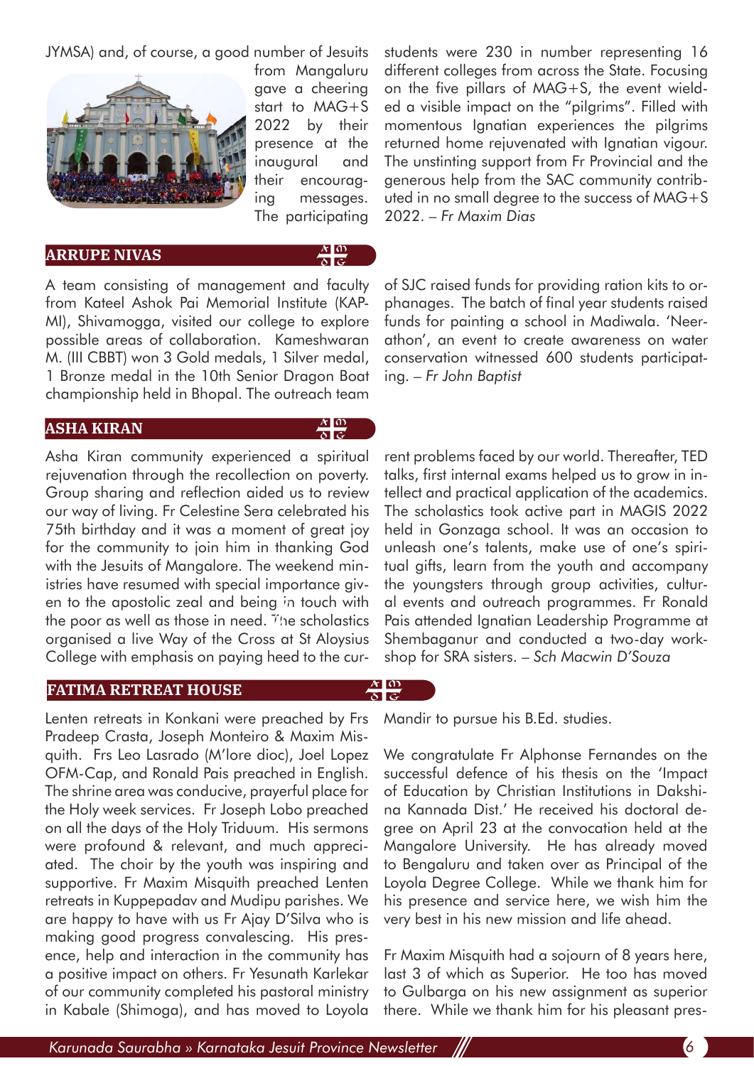JYMSA) and, of course, a good number of Jesuits from Mangaluru gave a cheering start to MAG+S 2022 by their presence at the inaugural and their encouraging messages. The participating students were 230 in number representing 16 different colleges from across the State. Focusing on the five pillars of MAG+S, the event wielded a visible impact on the "pilgrims". Filled with momentous Ignatian experiences the pilgrims returned home rejuvenated with Ignatian vigour. The unstinting support from Fr Provincial and the generous help from the SAC community contributed in no small degree to the success of MAG+S 2022. – *Fr Maxim Dias*

## ARRUPE NIVAS

A team consisting of management and faculty from Kateel Ashok Pai Memorial Institute (KAPMI), Shivamogga, visited our college to explore possible areas of collaboration. Kameshwaran M. (III CBBT) won 3 Gold medals, 1 Silver medal, 1 Bronze medal in the 10th Senior Dragon Boat championship held in Bhopal. The outreach team of SJC raised funds for providing ration kits to orphanages. The batch of final year students raised funds for painting a school in Madiwala. 'Neerathon', an event to create awareness on water conservation witnessed 600 students participating. – *Fr John Baptist*

## ASHA KIRAN

Asha Kiran community experienced a spiritual rejuvenation through the recollection on poverty. Group sharing and reflection aided us to review our way of living. Fr Celestine Sera celebrated his 75th birthday and it was a moment of great joy for the community to join him in thanking God with the Jesuits of Mangalore. The weekend ministries have resumed with special importance given to the apostolic zeal and being in touch with the poor as well as those in need. The scholastics organised a live Way of the Cross at St Aloysius College with emphasis on paying heed to the current problems faced by our world. Thereafter, TED talks, first internal exams helped us to grow in intellect and practical application of the academics. The scholastics took active part in MAGIS 2022 held in Gonzaga school. It was an occasion to unleash one's talents, make use of one's spiritual gifts, learn from the youth and accompany the youngsters through group activities, cultural events and outreach programmes. Fr Ronald Pais attended Ignatian Leadership Programme at Shembaganur and conducted a two-day workshop for SRA sisters. – *Sch Macwin D'Souza*

## FATIMA RETREAT HOUSE

Lenten retreats in Konkani were preached by Frs Pradeep Crasta, Joseph Monteiro & Maxim Misquith. Frs Leo Lasrado (M'lore dioc), Joel Lopez OFM-Cap, and Ronald Pais preached in English. The shrine area was conducive, prayerful place for the Holy week services. Fr Joseph Lobo preached on all the days of the Holy Triduum. His sermons were profound & relevant, and much appreciated. The choir by the youth was inspiring and supportive. Fr Maxim Misquith preached Lenten retreats in Kuppepadav and Mudipu parishes. We are happy to have with us Fr Ajay D'Silva who is making good progress convalescing. His presence, help and interaction in the community has a positive impact on others. Fr Yesunath Karlekar of our community completed his pastoral ministry in Kabale (Shimoga), and has moved to Loyola Mandir to pursue his B.Ed. studies.

We congratulate Fr Alphonse Fernandes on the successful defence of his thesis on the 'Impact of Education by Christian Institutions in Dakshina Kannada Dist.' He received his doctoral degree on April 23 at the convocation held at the Mangalore University. He has already moved to Bengaluru and taken over as Principal of the Loyola Degree College. While we thank him for his presence and service here, we wish him the very best in his new mission and life ahead.

Fr Maxim Misquith had a sojourn of 8 years here, last 3 of which as Superior. He too has moved to Gulbarga on his new assignment as superior there. While we thank him for his pleasant pres-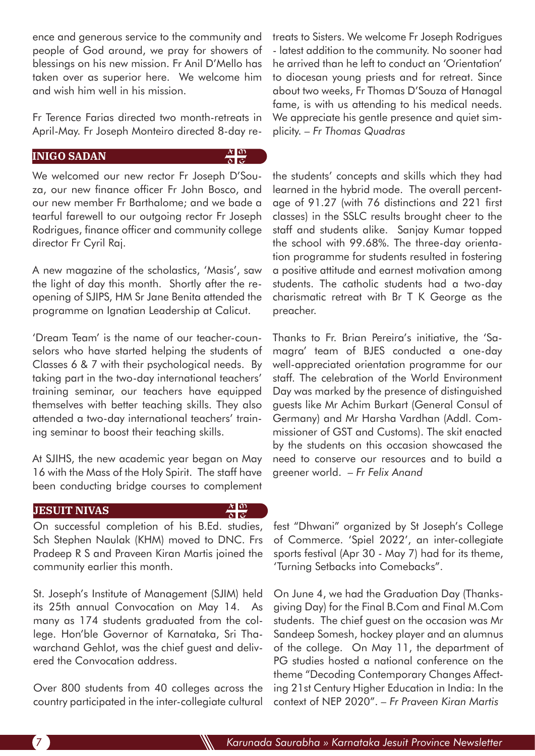ence and generous service to the community and people of God around, we pray for showers of blessings on his new mission. Fr Anil D'Mello has taken over as superior here. We welcome him and wish him well in his mission.

Fr Terence Farias directed two month-retreats in April-May. Fr Joseph Monteiro directed 8-day retreats to Sisters. We welcome Fr Joseph Rodrigues - latest addition to the community. No sooner had he arrived than he left to conduct an 'Orientation' to diocesan young priests and for retreat. Since about two weeks, Fr Thomas D'Souza of Hanagal fame, is with us attending to his medical needs. We appreciate his gentle presence and quiet simplicity. *– Fr Thomas Quadras*

## INIGO SADAN

We welcomed our new rector Fr Joseph D'Souza, our new finance officer Fr John Bosco, and our new member Fr Barthalome; and we bade a tearful farewell to our outgoing rector Fr Joseph Rodrigues, finance officer and community college director Fr Cyril Raj.

A new magazine of the scholastics, 'Masis', saw the light of day this month. Shortly after the reopening of SJIPS, HM Sr Jane Benita attended the programme on Ignatian Leadership at Calicut.

'Dream Team' is the name of our teacher-counselors who have started helping the students of Classes 6 & 7 with their psychological needs. By taking part in the two-day international teachers' training seminar, our teachers have equipped themselves with better teaching skills. They also attended a two-day international teachers' training seminar to boost their teaching skills.

At SJIHS, the new academic year began on May 16 with the Mass of the Holy Spirit. The staff have been conducting bridge courses to complement the students' concepts and skills which they had learned in the hybrid mode. The overall percentage of 91.27 (with 76 distinctions and 221 first classes) in the SSLC results brought cheer to the staff and students alike. Sanjay Kumar topped the school with 99.68%. The three-day orientation programme for students resulted in fostering a positive attitude and earnest motivation among students. The catholic students had a two-day charismatic retreat with Br T K George as the preacher.

Thanks to Fr. Brian Pereira's initiative, the 'Samagra' team of BJES conducted a one-day well-appreciated orientation programme for our staff. The celebration of the World Environment Day was marked by the presence of distinguished guests like Mr Achim Burkart (General Consul of Germany) and Mr Harsha Vardhan (Addl. Commissioner of GST and Customs). The skit enacted by the students on this occasion showcased the need to conserve our resources and to build a greener world. *– Fr Felix Anand*

## JESUIT NIVAS

On successful completion of his B.Ed. studies, Sch Stephen Naulak (KHM) moved to DNC. Frs Pradeep R S and Praveen Kiran Martis joined the community earlier this month.

St. Joseph's Institute of Management (SJIM) held its 25th annual Convocation on May 14. As many as 174 students graduated from the college. Hon'ble Governor of Karnataka, Sri Thawarchand Gehlot, was the chief guest and delivered the Convocation address.

Over 800 students from 40 colleges across the country participated in the inter-collegiate cultural fest "Dhwani" organized by St Joseph's College of Commerce. 'Spiel 2022', an inter-collegiate sports festival (Apr 30 - May 7) had for its theme, 'Turning Setbacks into Comebacks".

On June 4, we had the Graduation Day (Thanksgiving Day) for the Final B.Com and Final M.Com students. The chief guest on the occasion was Mr Sandeep Somesh, hockey player and an alumnus of the college. On May 11, the department of PG studies hosted a national conference on the theme "Decoding Contemporary Changes Affecting 21st Century Higher Education in India: In the context of NEP 2020". *– Fr Praveen Kiran Martis*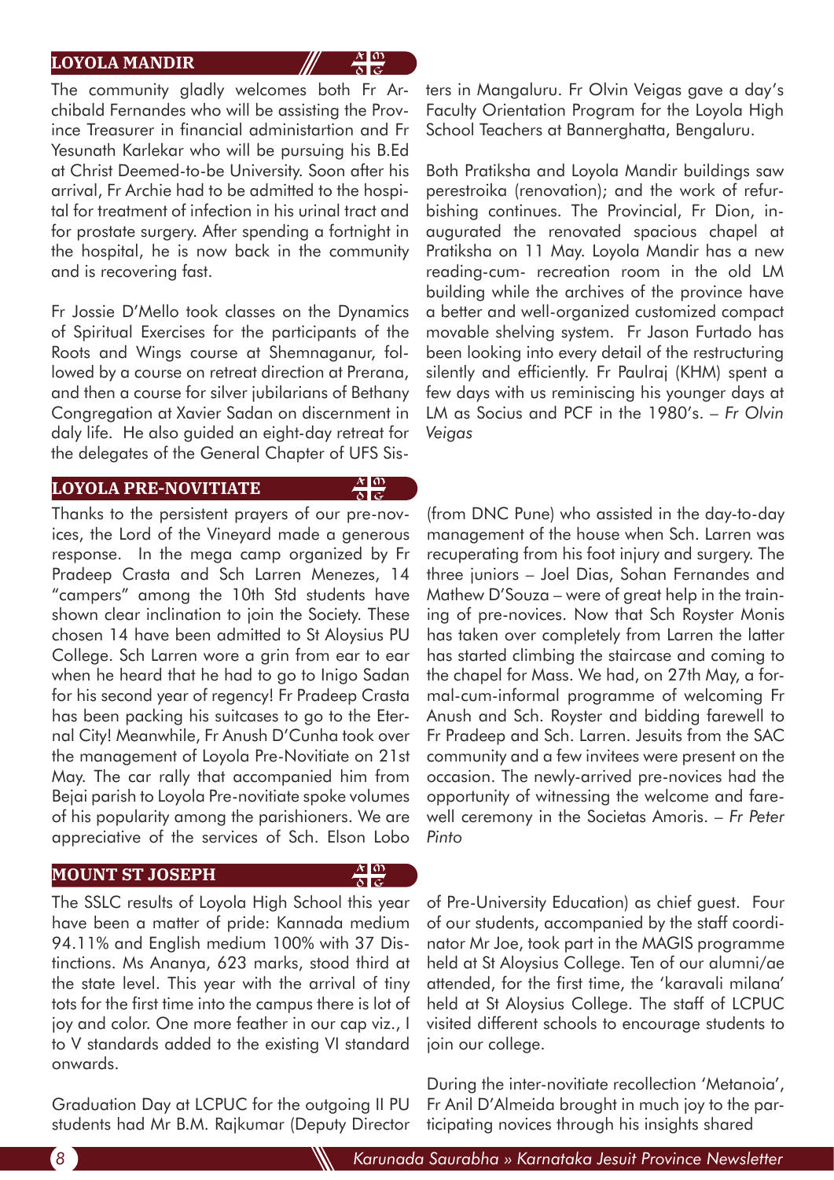## LOYOLA MANDIR

The community gladly welcomes both Fr Archibald Fernandes who will be assisting the Province Treasurer in financial administartion and Fr Yesunath Karlekar who will be pursuing his B.Ed at Christ Deemed-to-be University. Soon after his arrival, Fr Archie had to be admitted to the hospital for treatment of infection in his urinal tract and for prostate surgery. After spending a fortnight in the hospital, he is now back in the community and is recovering fast.

Fr Jossie D'Mello took classes on the Dynamics of Spiritual Exercises for the participants of the Roots and Wings course at Shemnaganur, followed by a course on retreat direction at Prerana, and then a course for silver jubilarians of Bethany Congregation at Xavier Sadan on discernment in daly life. He also guided an eight-day retreat for the delegates of the General Chapter of UFS Sisters in Mangaluru. Fr Olvin Veigas gave a day's Faculty Orientation Program for the Loyola High School Teachers at Bannerghatta, Bengaluru.

Both Pratiksha and Loyola Mandir buildings saw perestroika (renovation); and the work of refurbishing continues. The Provincial, Fr Dion, inaugurated the renovated spacious chapel at Pratiksha on 11 May. Loyola Mandir has a new reading-cum- recreation room in the old LM building while the archives of the province have a better and well-organized customized compact movable shelving system. Fr Jason Furtado has been looking into every detail of the restructuring silently and efficiently. Fr Paulraj (KHM) spent a few days with us reminiscing his younger days at LM as Socius and PCF in the 1980's. – *Fr Olvin Veigas*

## LOYOLA PRE-NOVITIATE

Thanks to the persistent prayers of our pre-novices, the Lord of the Vineyard made a generous response. In the mega camp organized by Fr Pradeep Crasta and Sch Larren Menezes, 14 "campers" among the 10th Std students have shown clear inclination to join the Society. These chosen 14 have been admitted to St Aloysius PU College. Sch Larren wore a grin from ear to ear when he heard that he had to go to Inigo Sadan for his second year of regency! Fr Pradeep Crasta has been packing his suitcases to go to the Eternal City! Meanwhile, Fr Anush D'Cunha took over the management of Loyola Pre-Novitiate on 21st May. The car rally that accompanied him from Bejai parish to Loyola Pre-novitiate spoke volumes of his popularity among the parishioners. We are appreciative of the services of Sch. Elson Lobo (from DNC Pune) who assisted in the day-to-day management of the house when Sch. Larren was recuperating from his foot injury and surgery. The three juniors – Joel Dias, Sohan Fernandes and Mathew D'Souza – were of great help in the training of pre-novices. Now that Sch Royster Monis has taken over completely from Larren the latter has started climbing the staircase and coming to the chapel for Mass. We had, on 27th May, a formal-cum-informal programme of welcoming Fr Anush and Sch. Royster and bidding farewell to Fr Pradeep and Sch. Larren. Jesuits from the SAC community and a few invitees were present on the occasion. The newly-arrived pre-novices had the opportunity of witnessing the welcome and farewell ceremony in the Societas Amoris. – *Fr Peter Pinto*

## MOUNT ST JOSEPH

The SSLC results of Loyola High School this year have been a matter of pride: Kannada medium 94.11% and English medium 100% with 37 Distinctions. Ms Ananya, 623 marks, stood third at the state level. This year with the arrival of tiny tots for the first time into the campus there is lot of joy and color. One more feather in our cap viz., I to V standards added to the existing VI standard onwards.

Graduation Day at LCPUC for the outgoing II PU students had Mr B.M. Rajkumar (Deputy Director of Pre-University Education) as chief guest. Four of our students, accompanied by the staff coordinator Mr Joe, took part in the MAGIS programme held at St Aloysius College. Ten of our alumni/ae attended, for the first time, the 'karavali milana' held at St Aloysius College. The staff of LCPUC visited different schools to encourage students to join our college.

During the inter-novitiate recollection 'Metanoia', Fr Anil D'Almeida brought in much joy to the participating novices through his insights shared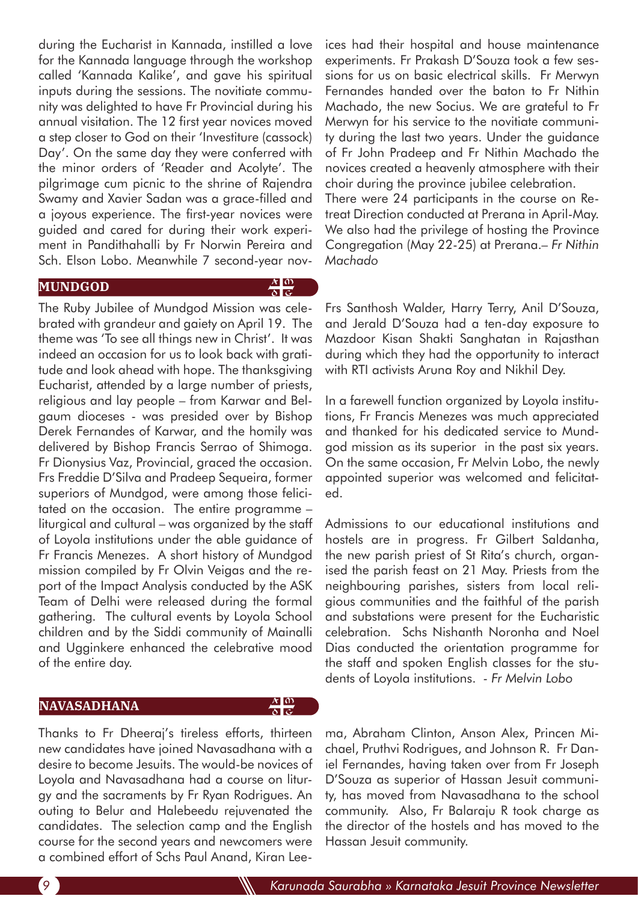during the Eucharist in Kannada, instilled a love for the Kannada language through the workshop called 'Kannada Kalike', and gave his spiritual inputs during the sessions. The novitiate community was delighted to have Fr Provincial during his annual visitation. The 12 first year novices moved a step closer to God on their 'Investiture (cassock) Day'. On the same day they were conferred with the minor orders of 'Reader and Acolyte'. The pilgrimage cum picnic to the shrine of Rajendra Swamy and Xavier Sadan was a grace-filled and a joyous experience. The first-year novices were guided and cared for during their work experiment in Pandithahalli by Fr Norwin Pereira and Sch. Elson Lobo. Meanwhile 7 second-year novices had their hospital and house maintenance experiments. Fr Prakash D'Souza took a few sessions for us on basic electrical skills. Fr Merwyn Fernandes handed over the baton to Fr Nithin Machado, the new Socius. We are grateful to Fr Merwyn for his service to the novitiate community during the last two years. Under the guidance of Fr John Pradeep and Fr Nithin Machado the novices created a heavenly atmosphere with their choir during the province jubilee celebration.

There were 24 participants in the course on Retreat Direction conducted at Prerana in April-May. We also had the privilege of hosting the Province Congregation (May 22-25) at Prerana.– *Fr Nithin Machado*

## MUNDGOD

The Ruby Jubilee of Mundgod Mission was celebrated with grandeur and gaiety on April 19. The theme was 'To see all things new in Christ'. It was indeed an occasion for us to look back with gratitude and look ahead with hope. The thanksgiving Eucharist, attended by a large number of priests, religious and lay people – from Karwar and Belgaum dioceses - was presided over by Bishop Derek Fernandes of Karwar, and the homily was delivered by Bishop Francis Serrao of Shimoga. Fr Dionysius Vaz, Provincial, graced the occasion. Frs Freddie D'Silva and Pradeep Sequeira, former superiors of Mundgod, were among those felicitated on the occasion. The entire programme – liturgical and cultural – was organized by the staff of Loyola institutions under the able guidance of Fr Francis Menezes. A short history of Mundgod mission compiled by Fr Olvin Veigas and the report of the Impact Analysis conducted by the ASK Team of Delhi were released during the formal gathering. The cultural events by Loyola School children and by the Siddi community of Mainalli and Ugginkere enhanced the celebrative mood of the entire day.

Frs Santhosh Walder, Harry Terry, Anil D'Souza, and Jerald D'Souza had a ten-day exposure to Mazdoor Kisan Shakti Sanghatan in Rajasthan during which they had the opportunity to interact with RTI activists Aruna Roy and Nikhil Dey.

In a farewell function organized by Loyola institutions, Fr Francis Menezes was much appreciated and thanked for his dedicated service to Mundgod mission as its superior in the past six years. On the same occasion, Fr Melvin Lobo, the newly appointed superior was welcomed and felicitated.

Admissions to our educational institutions and hostels are in progress. Fr Gilbert Saldanha, the new parish priest of St Rita's church, organised the parish feast on 21 May. Priests from the neighbouring parishes, sisters from local religious communities and the faithful of the parish and substations were present for the Eucharistic celebration. Schs Nishanth Noronha and Noel Dias conducted the orientation programme for the staff and spoken English classes for the students of Loyola institutions. - *Fr Melvin Lobo*

## NAVASADHANA

Thanks to Fr Dheeraj's tireless efforts, thirteen new candidates have joined Navasadhana with a desire to become Jesuits. The would-be novices of Loyola and Navasadhana had a course on liturgy and the sacraments by Fr Ryan Rodrigues. An outing to Belur and Halebeedu rejuvenated the candidates. The selection camp and the English course for the second years and newcomers were a combined effort of Schs Paul Anand, Kiran Leema, Abraham Clinton, Anson Alex, Princen Michael, Pruthvi Rodrigues, and Johnson R. Fr Daniel Fernandes, having taken over from Fr Joseph D'Souza as superior of Hassan Jesuit community, has moved from Navasadhana to the school community. Also, Fr Balaraju R took charge as the director of the hostels and has moved to the Hassan Jesuit community.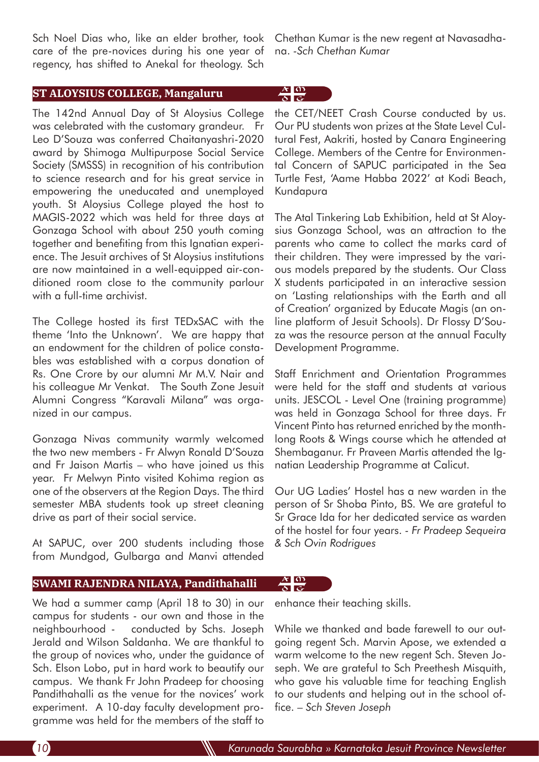Sch Noel Dias who, like an elder brother, took care of the pre-novices during his one year of regency, has shifted to Anekal for theology. Sch Chethan Kumar is the new regent at Navasadhana. *-Sch Chethan Kumar*

## ST ALOYSIUS COLLEGE, Mangaluru

The 142nd Annual Day of St Aloysius College was celebrated with the customary grandeur. Fr Leo D'Souza was conferred Chaitanyashri-2020 award by Shimoga Multipurpose Social Service Society (SMSSS) in recognition of his contribution to science research and for his great service in empowering the uneducated and unemployed youth. St Aloysius College played the host to MAGIS-2022 which was held for three days at Gonzaga School with about 250 youth coming together and benefiting from this Ignatian experience. The Jesuit archives of St Aloysius institutions are now maintained in a well-equipped air-conditioned room close to the community parlour with a full-time archivist.

The College hosted its first TEDxSAC with the theme 'Into the Unknown'. We are happy that an endowment for the children of police constables was established with a corpus donation of Rs. One Crore by our alumni Mr M.V. Nair and his colleague Mr Venkat. The South Zone Jesuit Alumni Congress "Karavali Milana" was organized in our campus.

Gonzaga Nivas community warmly welcomed the two new members - Fr Alwyn Ronald D'Souza and Fr Jaison Martis – who have joined us this year. Fr Melwyn Pinto visited Kohima region as one of the observers at the Region Days. The third semester MBA students took up street cleaning drive as part of their social service.

At SAPUC, over 200 students including those from Mundgod, Gulbarga and Manvi attended the CET/NEET Crash Course conducted by us. Our PU students won prizes at the State Level Cultural Fest, Aakriti, hosted by Canara Engineering College. Members of the Centre for Environmental Concern of SAPUC participated in the Sea Turtle Fest, 'Aame Habba 2022' at Kodi Beach, Kundapura

The Atal Tinkering Lab Exhibition, held at St Aloysius Gonzaga School, was an attraction to the parents who came to collect the marks card of their children. They were impressed by the various models prepared by the students. Our Class X students participated in an interactive session on 'Lasting relationships with the Earth and all of Creation' organized by Educate Magis (an online platform of Jesuit Schools). Dr Flossy D'Souza was the resource person at the annual Faculty Development Programme.

Staff Enrichment and Orientation Programmes were held for the staff and students at various units. JESCOL - Level One (training programme) was held in Gonzaga School for three days. Fr Vincent Pinto has returned enriched by the month-long Roots & Wings course which he attended at Shembaganur. Fr Praveen Martis attended the Ignatian Leadership Programme at Calicut.

Our UG Ladies' Hostel has a new warden in the person of Sr Shoba Pinto, BS. We are grateful to Sr Grace Ida for her dedicated service as warden of the hostel for four years. *- Fr Pradeep Sequeira & Sch Ovin Rodrigues*

## SWAMI RAJENDRA NILAYA, Pandithahalli

We had a summer camp (April 18 to 30) in our campus for students - our own and those in the neighbourhood - conducted by Schs. Joseph Jerald and Wilson Saldanha. We are thankful to the group of novices who, under the guidance of Sch. Elson Lobo, put in hard work to beautify our campus. We thank Fr John Pradeep for choosing Pandithahalli as the venue for the novices' work experiment. A 10-day faculty development programme was held for the members of the staff to enhance their teaching skills.

While we thanked and bade farewell to our outgoing regent Sch. Marvin Apose, we extended a warm welcome to the new regent Sch. Steven Joseph. We are grateful to Sch Preethesh Misquith, who gave his valuable time for teaching English to our students and helping out in the school office. *– Sch Steven Joseph*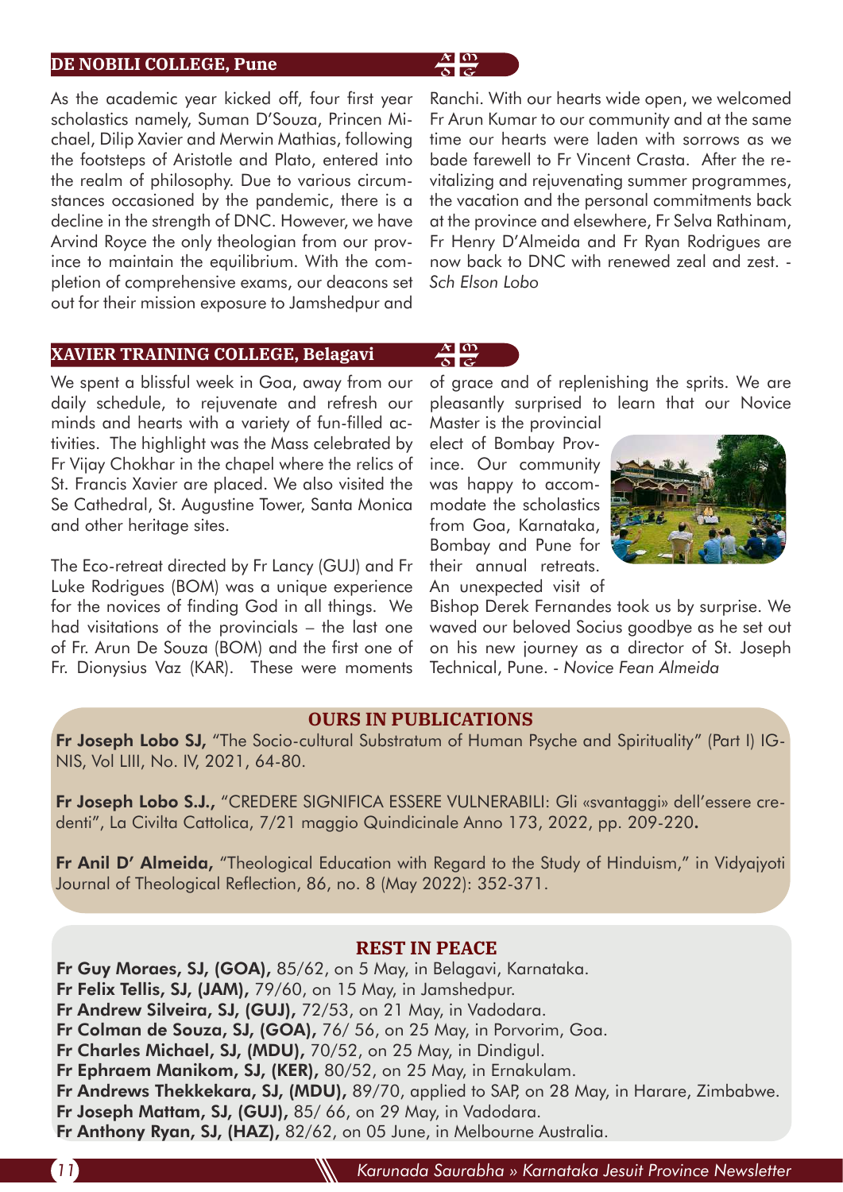## DE NOBILI COLLEGE, Pune

As the academic year kicked off, four first year scholastics namely, Suman D'Souza, Princen Michael, Dilip Xavier and Merwin Mathias, following the footsteps of Aristotle and Plato, entered into the realm of philosophy. Due to various circumstances occasioned by the pandemic, there is a decline in the strength of DNC. However, we have Arvind Royce the only theologian from our province to maintain the equilibrium. With the completion of comprehensive exams, our deacons set out for their mission exposure to Jamshedpur and Ranchi. With our hearts wide open, we welcomed Fr Arun Kumar to our community and at the same time our hearts were laden with sorrows as we bade farewell to Fr Vincent Crasta. After the revitalizing and rejuvenating summer programmes, the vacation and the personal commitments back at the province and elsewhere, Fr Selva Rathinam, Fr Henry D'Almeida and Fr Ryan Rodrigues are now back to DNC with renewed zeal and zest. - *Sch Elson Lobo*

## XAVIER TRAINING COLLEGE, Belagavi

We spent a blissful week in Goa, away from our daily schedule, to rejuvenate and refresh our minds and hearts with a variety of fun-filled activities. The highlight was the Mass celebrated by Fr Vijay Chokhar in the chapel where the relics of St. Francis Xavier are placed. We also visited the Se Cathedral, St. Augustine Tower, Santa Monica and other heritage sites.

The Eco-retreat directed by Fr Lancy (GUJ) and Fr Luke Rodrigues (BOM) was a unique experience for the novices of finding God in all things. We had visitations of the provincials – the last one of Fr. Arun De Souza (BOM) and the first one of Fr. Dionysius Vaz (KAR). These were moments of grace and of replenishing the sprits. We are pleasantly surprised to learn that our Novice Master is the provincial elect of Bombay Province. Our community was happy to accommodate the scholastics from Goa, Karnataka, Bombay and Pune for their annual retreats. An unexpected visit of Bishop Derek Fernandes took us by surprise. We waved our beloved Socius goodbye as he set out on his new journey as a director of St. Joseph Technical, Pune. - *Novice Fean Almeida*

## OURS IN PUBLICATIONS

**Fr Joseph Lobo SJ,** "The Socio-cultural Substratum of Human Psyche and Spirituality" (Part I) IGNIS, Vol LIII, No. IV, 2021, 64-80.

**Fr Joseph Lobo S.J.,** "CREDERE SIGNIFICA ESSERE VULNERABILI: Gli «svantaggi» dell'essere credenti", La Civilta Cattolica, 7/21 maggio Quindicinale Anno 173, 2022, pp. 209-220**.**

**Fr Anil D' Almeida,** "Theological Education with Regard to the Study of Hinduism," in Vidyajyoti Journal of Theological Reflection, 86, no. 8 (May 2022): 352-371.

## REST IN PEACE

**Fr Guy Moraes, SJ, (GOA),** 85/62, on 5 May, in Belagavi, Karnataka.
**Fr Felix Tellis, SJ, (JAM),** 79/60, on 15 May, in Jamshedpur.
**Fr Andrew Silveira, SJ, (GUJ),** 72/53, on 21 May, in Vadodara.
**Fr Colman de Souza, SJ, (GOA),** 76/ 56, on 25 May, in Porvorim, Goa.
**Fr Charles Michael, SJ, (MDU),** 70/52, on 25 May, in Dindigul.
**Fr Ephraem Manikom, SJ, (KER),** 80/52, on 25 May, in Ernakulam.
**Fr Andrews Thekkekara, SJ, (MDU),** 89/70, applied to SAP, on 28 May, in Harare, Zimbabwe.
**Fr Joseph Mattam, SJ, (GUJ),** 85/ 66, on 29 May, in Vadodara.
**Fr Anthony Ryan, SJ, (HAZ),** 82/62, on 05 June, in Melbourne Australia.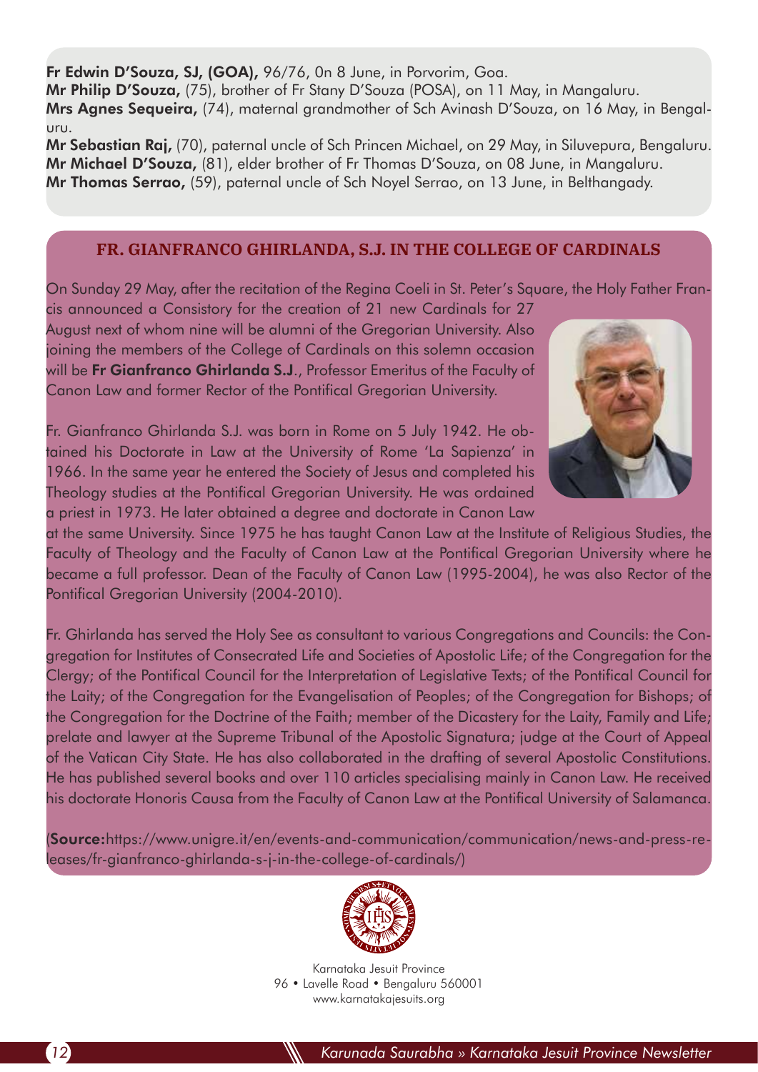**Fr Edwin D'Souza, SJ, (GOA),** 96/76, 0n 8 June, in Porvorim, Goa.
**Mr Philip D'Souza,** (75), brother of Fr Stany D'Souza (POSA), on 11 May, in Mangaluru.
**Mrs Agnes Sequeira,** (74), maternal grandmother of Sch Avinash D'Souza, on 16 May, in Bengaluru.
**Mr Sebastian Raj,** (70), paternal uncle of Sch Princen Michael, on 29 May, in Siluvepura, Bengaluru.
**Mr Michael D'Souza,** (81), elder brother of Fr Thomas D'Souza, on 08 June, in Mangaluru.
**Mr Thomas Serrao,** (59), paternal uncle of Sch Noyel Serrao, on 13 June, in Belthangady.

## FR. GIANFRANCO GHIRLANDA, S.J. IN THE COLLEGE OF CARDINALS

On Sunday 29 May, after the recitation of the Regina Coeli in St. Peter's Square, the Holy Father Francis announced a Consistory for the creation of 21 new Cardinals for 27 August next of whom nine will be alumni of the Gregorian University. Also joining the members of the College of Cardinals on this solemn occasion will be **Fr Gianfranco Ghirlanda S.J**., Professor Emeritus of the Faculty of Canon Law and former Rector of the Pontifical Gregorian University.

Fr. Gianfranco Ghirlanda S.J. was born in Rome on 5 July 1942. He obtained his Doctorate in Law at the University of Rome 'La Sapienza' in 1966. In the same year he entered the Society of Jesus and completed his Theology studies at the Pontifical Gregorian University. He was ordained a priest in 1973. He later obtained a degree and doctorate in Canon Law at the same University. Since 1975 he has taught Canon Law at the Institute of Religious Studies, the Faculty of Theology and the Faculty of Canon Law at the Pontifical Gregorian University where he became a full professor. Dean of the Faculty of Canon Law (1995-2004), he was also Rector of the Pontifical Gregorian University (2004-2010).

Fr. Ghirlanda has served the Holy See as consultant to various Congregations and Councils: the Congregation for Institutes of Consecrated Life and Societies of Apostolic Life; of the Congregation for the Clergy; of the Pontifical Council for the Interpretation of Legislative Texts; of the Pontifical Council for the Laity; of the Congregation for the Evangelisation of Peoples; of the Congregation for Bishops; of the Congregation for the Doctrine of the Faith; member of the Dicastery for the Laity, Family and Life; prelate and lawyer at the Supreme Tribunal of the Apostolic Signatura; judge at the Court of Appeal of the Vatican City State. He has also collaborated in the drafting of several Apostolic Constitutions. He has published several books and over 110 articles specialising mainly in Canon Law. He received his doctorate Honoris Causa from the Faculty of Canon Law at the Pontifical University of Salamanca.

(**Source:**https://www.unigre.it/en/events-and-communication/communication/news-and-press-releases/fr-gianfranco-ghirlanda-s-j-in-the-college-of-cardinals/)

Karnataka Jesuit Province
96 • Lavelle Road • Bengaluru 560001
www.karnatakajesuits.org